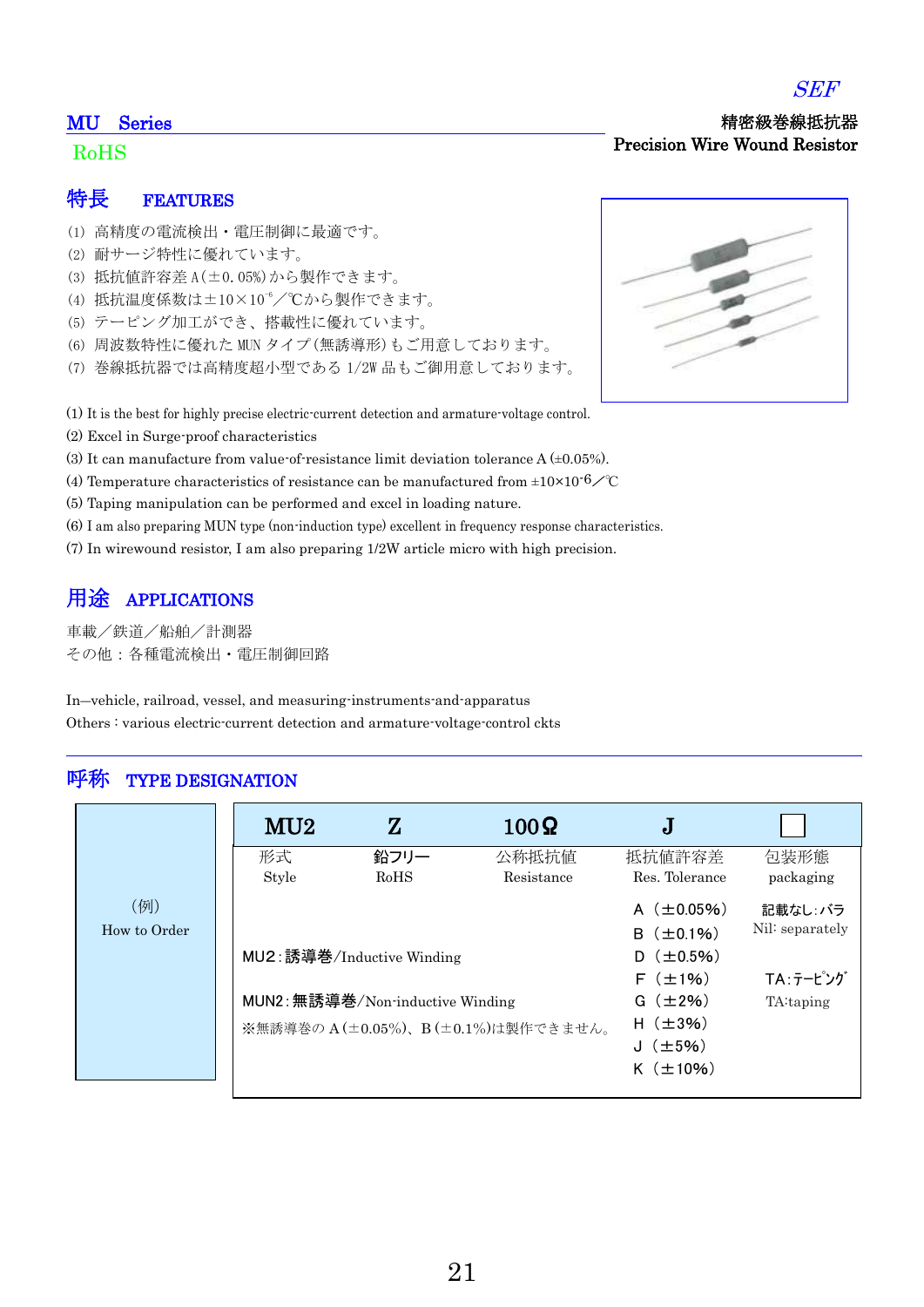SEF

## MU Series

精密級巻線抵抗器
Precision Wire Wound Resistor

RoHS

## 特長 FEATURES

(1) 高精度の電流検出・電圧制御に最適です。
(2) 耐サージ特性に優れています。
(3) 抵抗値許容差 A(±0.05%)から製作できます。
(4) 抵抗温度係数は$\pm10\times10^{-6}$/℃から製作できます。
(5) テーピング加工ができ、搭載性に優れています。
(6) 周波数特性に優れた MUN タイプ(無誘導形)もご用意しております。
(7) 巻線抵抗器では高精度超小型である 1/2W 品もご御用意しております。

(1) It is the best for highly precise electric-current detection and armature-voltage control.
(2) Excel in Surge-proof characteristics
(3) It can manufacture from value-of-resistance limit deviation tolerance A (±0.05%).
(4) Temperature characteristics of resistance can be manufactured from $\pm10\times10^{-6}$/℃
(5) Taping manipulation can be performed and excel in loading nature.
(6) I am also preparing MUN type (non-induction type) excellent in frequency response characteristics.
(7) In wirewound resistor, I am also preparing 1/2W article micro with high precision.

## 用途 APPLICATIONS

車載／鉄道／船舶／計測器
その他：各種電流検出・電圧制御回路

In—vehicle, railroad, vessel, and measuring-instruments-and-apparatus
Others : various electric-current detection and armature-voltage-control ckts

## 呼称 TYPE DESIGNATION

| (例) How to Order | MU2 | Z | 100Ω | J | □ |
|---|---|---|---|---|---|
| | 形式 Style | 鉛フリー RoHS | 公称抵抗値 Resistance | 抵抗値許容差 Res. Tolerance | 包装形態 packaging |
| | | | | A（±0.05%） | 記載なし:バラ Nil: separately |
| | | | | B（±0.1%） | |
| | MU2：誘導巻/Inductive Winding | | | D（±0.5%） | |
| | | | | F（±1%） | TA:テーピング TA:taping |
| | MUN2：無誘導巻/Non-inductive Winding | | | G（±2%） | |
| | ※無誘導巻の A(±0.05%)、B(±0.1%)は製作できません。 | | | H（±3%） | |
| | | | | J（±5%） | |
| | | | | K（±10%） | |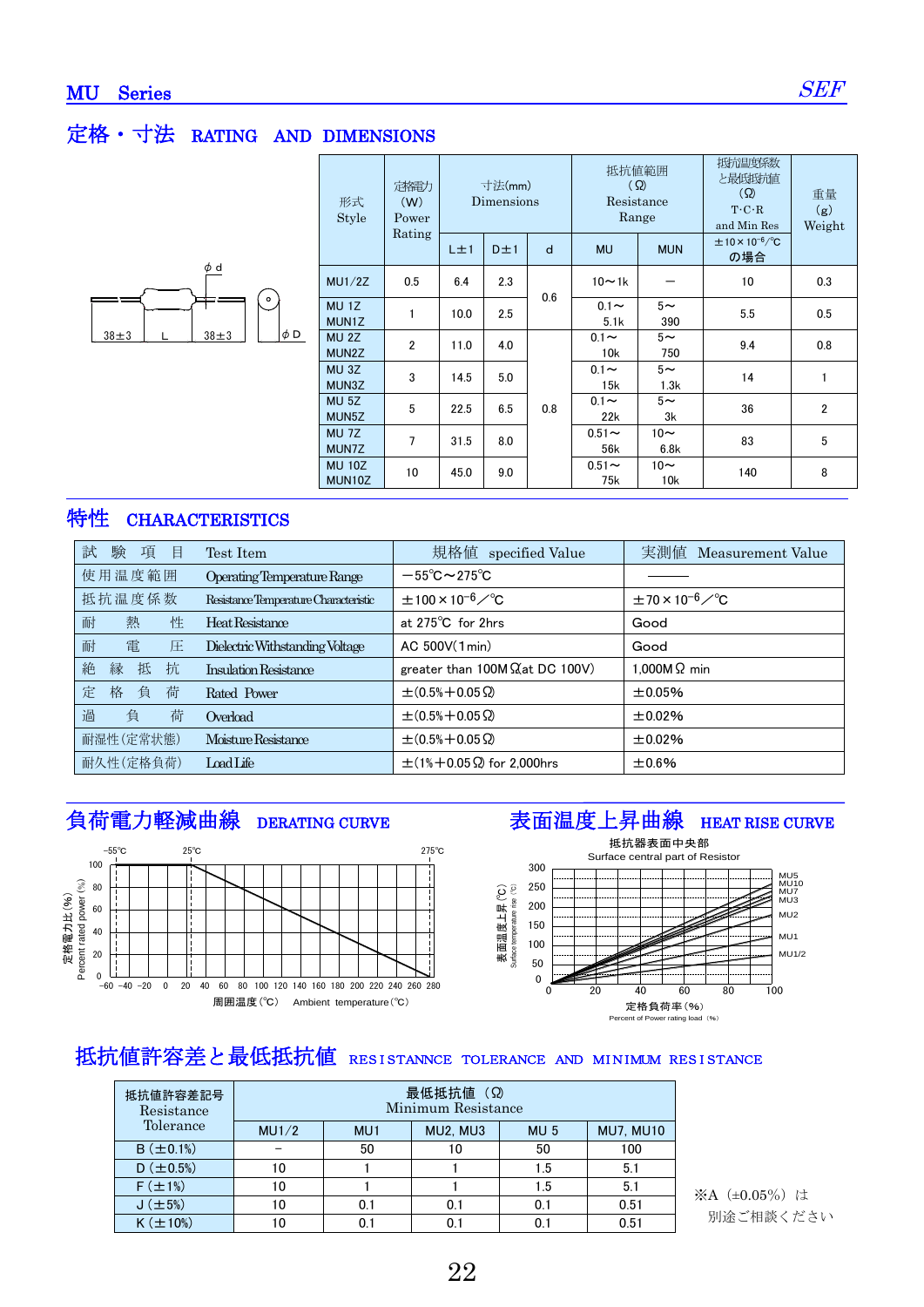## MU Series

SEF

## 定格・寸法 RATING AND DIMENSIONS

φd

38±3 L 38±3

φD

| 形式 Style | 定格電力 (W) Power Rating | 寸法(mm) Dimensions | | | 抵抗値範囲 (Ω) Resistance Range | | 抵抗温度係数と最低抵抗値 (Ω) T·C·R and Min Res | 重量 (g) Weight |
|---|---|---|---|---|---|---|---|---|
| | | L±1 | D±1 | d | MU | MUN | ±10×10⁻⁶/℃ の場合 | |
| MU1/2Z | 0.5 | 6.4 | 2.3 | 0.6 | 10～1k | − | 10 | 0.3 |
| MU 1Z MUN1Z | 1 | 10.0 | 2.5 | 0.6 | 0.1～5.1k | 5～390 | 5.5 | 0.5 |
| MU 2Z MUN2Z | 2 | 11.0 | 4.0 | 0.8 | 0.1～10k | 5～750 | 9.4 | 0.8 |
| MU 3Z MUN3Z | 3 | 14.5 | 5.0 | 0.8 | 0.1～15k | 5～1.3k | 14 | 1 |
| MU 5Z MUN5Z | 5 | 22.5 | 6.5 | 0.8 | 0.1～22k | 5～3k | 36 | 2 |
| MU 7Z MUN7Z | 7 | 31.5 | 8.0 | 0.8 | 0.51～56k | 10～6.8k | 83 | 5 |
| MU 10Z MUN10Z | 10 | 45.0 | 9.0 | 0.8 | 0.51～75k | 10～10k | 140 | 8 |

## 特性 CHARACTERISTICS

| 試験項目 | Test Item | 規格値 specified Value | 実測値 Measurement Value |
|---|---|---|---|
| 使用温度範囲 | Operating Temperature Range | −55℃～275℃ | ——— |
| 抵抗温度係数 | Resistance Temperature Characteristic | $\pm100\times10^{-6}$／℃ | $\pm70\times10^{-6}$／℃ |
| 耐熱性 | Heat Resistance | at 275℃ for 2hrs | Good |
| 耐電圧 | Dielectric Withstanding Voltage | AC 500V(1min) | Good |
| 絶縁抵抗 | Insulation Resistance | greater than 100MΩ(at DC 100V) | 1,000MΩ min |
| 定格負荷 | Rated Power | ±(0.5%+0.05Ω) | ±0.05% |
| 過負荷 | Overload | ±(0.5%+0.05Ω) | ±0.02% |
| 耐湿性(定常状態) | Moisture Resistance | ±(0.5%+0.05Ω) | ±0.02% |
| 耐久性(定格負荷) | Load Life | ±(1%+0.05Ω) for 2,000hrs | ±0.6% |

## 負荷電力軽減曲線 DERATING CURVE

−55℃ 25℃ 275℃

定格電力比(%) Percent rated power (%)

100 80 60 40 20 0

−60 −40 −20 0 20 40 60 80 100 120 140 160 180 200 220 240 260 280

周囲温度(℃) Ambient temperature(℃)

## 表面温度上昇曲線 HEAT RISE CURVE

抵抗器表面中央部
Surface central part of Resistor

表面温度上昇(℃) Surface temperature rise (℃)

300 250 200 150 100 50 0

0 20 40 60 80 100

MU5 MU10 MU7 MU3 MU2 MU1 MU1/2

定格負荷率(%)
Percent of Power rating load (%)

## 抵抗値許容差と最低抵抗値 RESISTANNCE TOLERANCE AND MINIMUM RESISTANCE

| 抵抗値許容差記号 Resistance Tolerance | 最低抵抗値 (Ω) Minimum Resistance | | | | |
|---|---|---|---|---|---|
| | MU1/2 | MU1 | MU2, MU3 | MU 5 | MU7, MU10 |
| B (±0.1%) | − | 50 | 10 | 50 | 100 |
| D (±0.5%) | 10 | 1 | 1 | 1.5 | 5.1 |
| F (±1%) | 10 | 1 | 1 | 1.5 | 5.1 |
| J (±5%) | 10 | 0.1 | 0.1 | 0.1 | 0.51 |
| K (±10%) | 10 | 0.1 | 0.1 | 0.1 | 0.51 |

※A (±0.05%) は別途ご相談ください